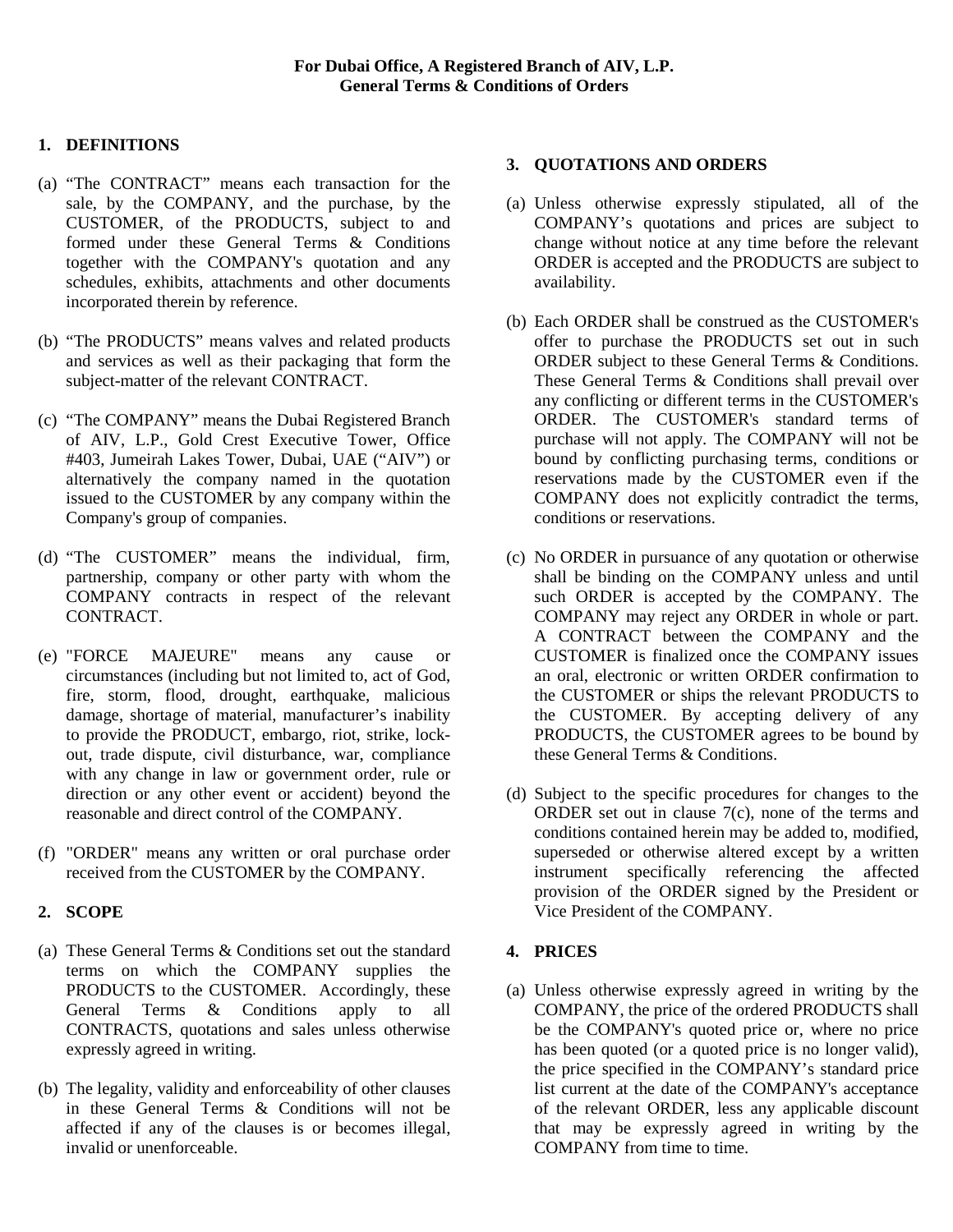**For Dubai Office, A Registered Branch of AIV, L.P.**
**General Terms & Conditions of Orders**

## 1. DEFINITIONS

(a) "The CONTRACT" means each transaction for the sale, by the COMPANY, and the purchase, by the CUSTOMER, of the PRODUCTS, subject to and formed under these General Terms & Conditions together with the COMPANY's quotation and any schedules, exhibits, attachments and other documents incorporated therein by reference.

(b) "The PRODUCTS" means valves and related products and services as well as their packaging that form the subject-matter of the relevant CONTRACT.

(c) "The COMPANY" means the Dubai Registered Branch of AIV, L.P., Gold Crest Executive Tower, Office #403, Jumeirah Lakes Tower, Dubai, UAE ("AIV") or alternatively the company named in the quotation issued to the CUSTOMER by any company within the Company's group of companies.

(d) "The CUSTOMER" means the individual, firm, partnership, company or other party with whom the COMPANY contracts in respect of the relevant CONTRACT.

(e) "FORCE MAJEURE" means any cause or circumstances (including but not limited to, act of God, fire, storm, flood, drought, earthquake, malicious damage, shortage of material, manufacturer's inability to provide the PRODUCT, embargo, riot, strike, lock-out, trade dispute, civil disturbance, war, compliance with any change in law or government order, rule or direction or any other event or accident) beyond the reasonable and direct control of the COMPANY.

(f) "ORDER" means any written or oral purchase order received from the CUSTOMER by the COMPANY.

## 2. SCOPE

(a) These General Terms & Conditions set out the standard terms on which the COMPANY supplies the PRODUCTS to the CUSTOMER. Accordingly, these General Terms & Conditions apply to all CONTRACTS, quotations and sales unless otherwise expressly agreed in writing.

(b) The legality, validity and enforceability of other clauses in these General Terms & Conditions will not be affected if any of the clauses is or becomes illegal, invalid or unenforceable.

## 3. QUOTATIONS AND ORDERS

(a) Unless otherwise expressly stipulated, all of the COMPANY's quotations and prices are subject to change without notice at any time before the relevant ORDER is accepted and the PRODUCTS are subject to availability.

(b) Each ORDER shall be construed as the CUSTOMER's offer to purchase the PRODUCTS set out in such ORDER subject to these General Terms & Conditions. These General Terms & Conditions shall prevail over any conflicting or different terms in the CUSTOMER's ORDER. The CUSTOMER's standard terms of purchase will not apply. The COMPANY will not be bound by conflicting purchasing terms, conditions or reservations made by the CUSTOMER even if the COMPANY does not explicitly contradict the terms, conditions or reservations.

(c) No ORDER in pursuance of any quotation or otherwise shall be binding on the COMPANY unless and until such ORDER is accepted by the COMPANY. The COMPANY may reject any ORDER in whole or part. A CONTRACT between the COMPANY and the CUSTOMER is finalized once the COMPANY issues an oral, electronic or written ORDER confirmation to the CUSTOMER or ships the relevant PRODUCTS to the CUSTOMER. By accepting delivery of any PRODUCTS, the CUSTOMER agrees to be bound by these General Terms & Conditions.

(d) Subject to the specific procedures for changes to the ORDER set out in clause 7(c), none of the terms and conditions contained herein may be added to, modified, superseded or otherwise altered except by a written instrument specifically referencing the affected provision of the ORDER signed by the President or Vice President of the COMPANY.

## 4. PRICES

(a) Unless otherwise expressly agreed in writing by the COMPANY, the price of the ordered PRODUCTS shall be the COMPANY's quoted price or, where no price has been quoted (or a quoted price is no longer valid), the price specified in the COMPANY's standard price list current at the date of the COMPANY's acceptance of the relevant ORDER, less any applicable discount that may be expressly agreed in writing by the COMPANY from time to time.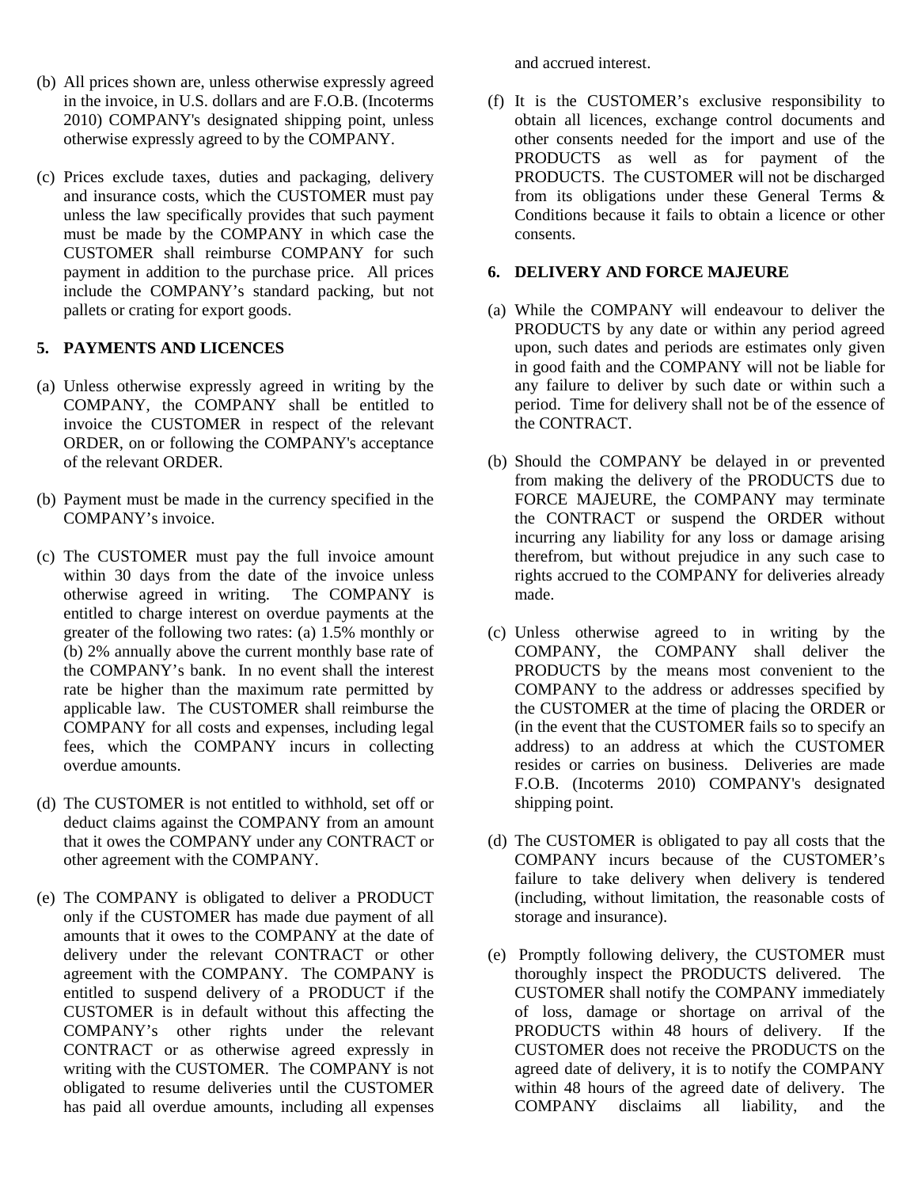(b) All prices shown are, unless otherwise expressly agreed in the invoice, in U.S. dollars and are F.O.B. (Incoterms 2010) COMPANY's designated shipping point, unless otherwise expressly agreed to by the COMPANY.

(c) Prices exclude taxes, duties and packaging, delivery and insurance costs, which the CUSTOMER must pay unless the law specifically provides that such payment must be made by the COMPANY in which case the CUSTOMER shall reimburse COMPANY for such payment in addition to the purchase price. All prices include the COMPANY's standard packing, but not pallets or crating for export goods.

## 5. PAYMENTS AND LICENCES

(a) Unless otherwise expressly agreed in writing by the COMPANY, the COMPANY shall be entitled to invoice the CUSTOMER in respect of the relevant ORDER, on or following the COMPANY's acceptance of the relevant ORDER.

(b) Payment must be made in the currency specified in the COMPANY's invoice.

(c) The CUSTOMER must pay the full invoice amount within 30 days from the date of the invoice unless otherwise agreed in writing. The COMPANY is entitled to charge interest on overdue payments at the greater of the following two rates: (a) 1.5% monthly or (b) 2% annually above the current monthly base rate of the COMPANY's bank. In no event shall the interest rate be higher than the maximum rate permitted by applicable law. The CUSTOMER shall reimburse the COMPANY for all costs and expenses, including legal fees, which the COMPANY incurs in collecting overdue amounts.

(d) The CUSTOMER is not entitled to withhold, set off or deduct claims against the COMPANY from an amount that it owes the COMPANY under any CONTRACT or other agreement with the COMPANY.

(e) The COMPANY is obligated to deliver a PRODUCT only if the CUSTOMER has made due payment of all amounts that it owes to the COMPANY at the date of delivery under the relevant CONTRACT or other agreement with the COMPANY. The COMPANY is entitled to suspend delivery of a PRODUCT if the CUSTOMER is in default without this affecting the COMPANY's other rights under the relevant CONTRACT or as otherwise agreed expressly in writing with the CUSTOMER. The COMPANY is not obligated to resume deliveries until the CUSTOMER has paid all overdue amounts, including all expenses and accrued interest.

(f) It is the CUSTOMER's exclusive responsibility to obtain all licences, exchange control documents and other consents needed for the import and use of the PRODUCTS as well as for payment of the PRODUCTS. The CUSTOMER will not be discharged from its obligations under these General Terms & Conditions because it fails to obtain a licence or other consents.

## 6. DELIVERY AND FORCE MAJEURE

(a) While the COMPANY will endeavour to deliver the PRODUCTS by any date or within any period agreed upon, such dates and periods are estimates only given in good faith and the COMPANY will not be liable for any failure to deliver by such date or within such a period. Time for delivery shall not be of the essence of the CONTRACT.

(b) Should the COMPANY be delayed in or prevented from making the delivery of the PRODUCTS due to FORCE MAJEURE, the COMPANY may terminate the CONTRACT or suspend the ORDER without incurring any liability for any loss or damage arising therefrom, but without prejudice in any such case to rights accrued to the COMPANY for deliveries already made.

(c) Unless otherwise agreed to in writing by the COMPANY, the COMPANY shall deliver the PRODUCTS by the means most convenient to the COMPANY to the address or addresses specified by the CUSTOMER at the time of placing the ORDER or (in the event that the CUSTOMER fails so to specify an address) to an address at which the CUSTOMER resides or carries on business. Deliveries are made F.O.B. (Incoterms 2010) COMPANY's designated shipping point.

(d) The CUSTOMER is obligated to pay all costs that the COMPANY incurs because of the CUSTOMER's failure to take delivery when delivery is tendered (including, without limitation, the reasonable costs of storage and insurance).

(e) Promptly following delivery, the CUSTOMER must thoroughly inspect the PRODUCTS delivered. The CUSTOMER shall notify the COMPANY immediately of loss, damage or shortage on arrival of the PRODUCTS within 48 hours of delivery. If the CUSTOMER does not receive the PRODUCTS on the agreed date of delivery, it is to notify the COMPANY within 48 hours of the agreed date of delivery. The COMPANY disclaims all liability, and the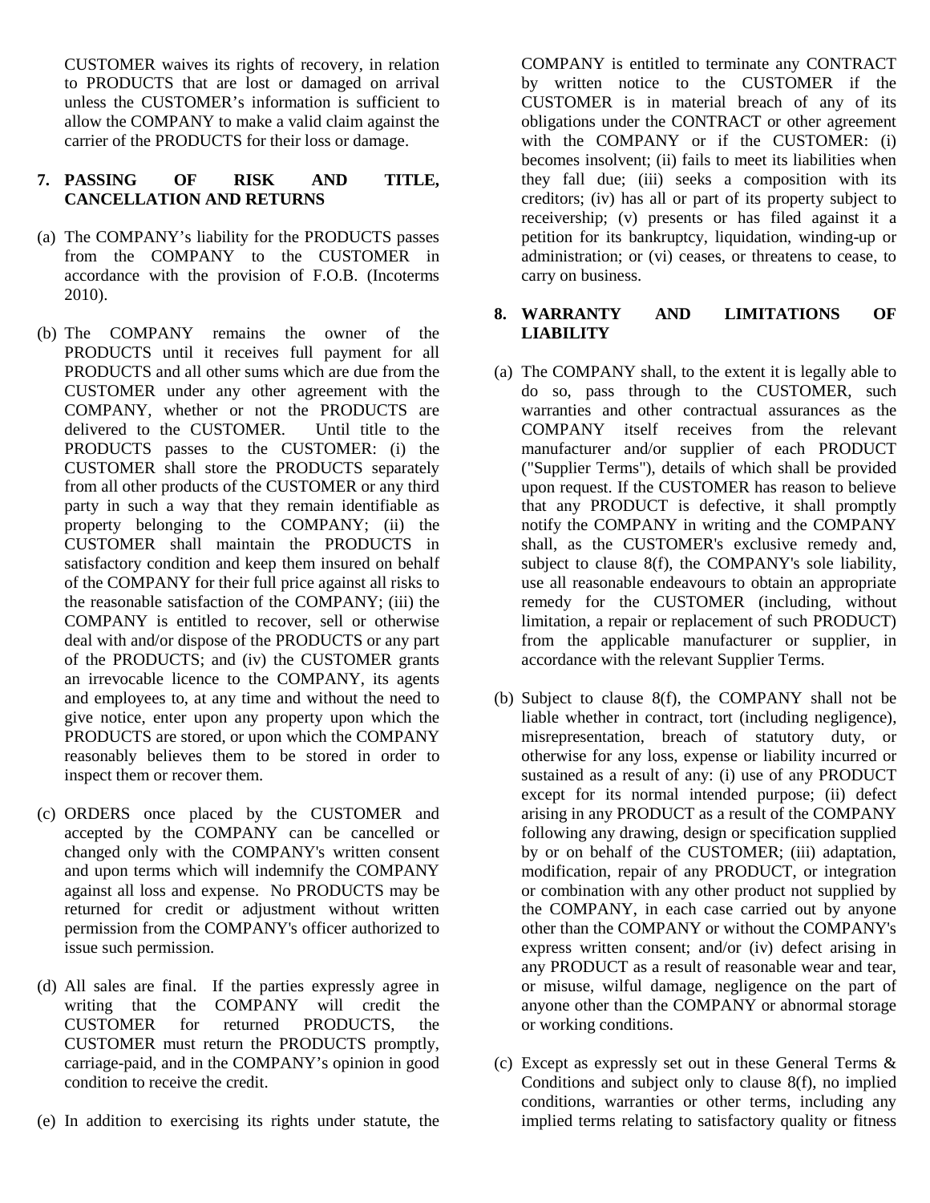CUSTOMER waives its rights of recovery, in relation to PRODUCTS that are lost or damaged on arrival unless the CUSTOMER's information is sufficient to allow the COMPANY to make a valid claim against the carrier of the PRODUCTS for their loss or damage.

## 7. PASSING OF RISK AND TITLE, CANCELLATION AND RETURNS

(a) The COMPANY's liability for the PRODUCTS passes from the COMPANY to the CUSTOMER in accordance with the provision of F.O.B. (Incoterms 2010).

(b) The COMPANY remains the owner of the PRODUCTS until it receives full payment for all PRODUCTS and all other sums which are due from the CUSTOMER under any other agreement with the COMPANY, whether or not the PRODUCTS are delivered to the CUSTOMER. Until title to the PRODUCTS passes to the CUSTOMER: (i) the CUSTOMER shall store the PRODUCTS separately from all other products of the CUSTOMER or any third party in such a way that they remain identifiable as property belonging to the COMPANY; (ii) the CUSTOMER shall maintain the PRODUCTS in satisfactory condition and keep them insured on behalf of the COMPANY for their full price against all risks to the reasonable satisfaction of the COMPANY; (iii) the COMPANY is entitled to recover, sell or otherwise deal with and/or dispose of the PRODUCTS or any part of the PRODUCTS; and (iv) the CUSTOMER grants an irrevocable licence to the COMPANY, its agents and employees to, at any time and without the need to give notice, enter upon any property upon which the PRODUCTS are stored, or upon which the COMPANY reasonably believes them to be stored in order to inspect them or recover them.

(c) ORDERS once placed by the CUSTOMER and accepted by the COMPANY can be cancelled or changed only with the COMPANY's written consent and upon terms which will indemnify the COMPANY against all loss and expense. No PRODUCTS may be returned for credit or adjustment without written permission from the COMPANY's officer authorized to issue such permission.

(d) All sales are final. If the parties expressly agree in writing that the COMPANY will credit the CUSTOMER for returned PRODUCTS, the CUSTOMER must return the PRODUCTS promptly, carriage-paid, and in the COMPANY's opinion in good condition to receive the credit.

(e) In addition to exercising its rights under statute, the COMPANY is entitled to terminate any CONTRACT by written notice to the CUSTOMER if the CUSTOMER is in material breach of any of its obligations under the CONTRACT or other agreement with the COMPANY or if the CUSTOMER: (i) becomes insolvent; (ii) fails to meet its liabilities when they fall due; (iii) seeks a composition with its creditors; (iv) has all or part of its property subject to receivership; (v) presents or has filed against it a petition for its bankruptcy, liquidation, winding-up or administration; or (vi) ceases, or threatens to cease, to carry on business.

## 8. WARRANTY AND LIMITATIONS OF LIABILITY

(a) The COMPANY shall, to the extent it is legally able to do so, pass through to the CUSTOMER, such warranties and other contractual assurances as the COMPANY itself receives from the relevant manufacturer and/or supplier of each PRODUCT ("Supplier Terms"), details of which shall be provided upon request. If the CUSTOMER has reason to believe that any PRODUCT is defective, it shall promptly notify the COMPANY in writing and the COMPANY shall, as the CUSTOMER's exclusive remedy and, subject to clause 8(f), the COMPANY's sole liability, use all reasonable endeavours to obtain an appropriate remedy for the CUSTOMER (including, without limitation, a repair or replacement of such PRODUCT) from the applicable manufacturer or supplier, in accordance with the relevant Supplier Terms.

(b) Subject to clause 8(f), the COMPANY shall not be liable whether in contract, tort (including negligence), misrepresentation, breach of statutory duty, or otherwise for any loss, expense or liability incurred or sustained as a result of any: (i) use of any PRODUCT except for its normal intended purpose; (ii) defect arising in any PRODUCT as a result of the COMPANY following any drawing, design or specification supplied by or on behalf of the CUSTOMER; (iii) adaptation, modification, repair of any PRODUCT, or integration or combination with any other product not supplied by the COMPANY, in each case carried out by anyone other than the COMPANY or without the COMPANY's express written consent; and/or (iv) defect arising in any PRODUCT as a result of reasonable wear and tear, or misuse, wilful damage, negligence on the part of anyone other than the COMPANY or abnormal storage or working conditions.

(c) Except as expressly set out in these General Terms & Conditions and subject only to clause 8(f), no implied conditions, warranties or other terms, including any implied terms relating to satisfactory quality or fitness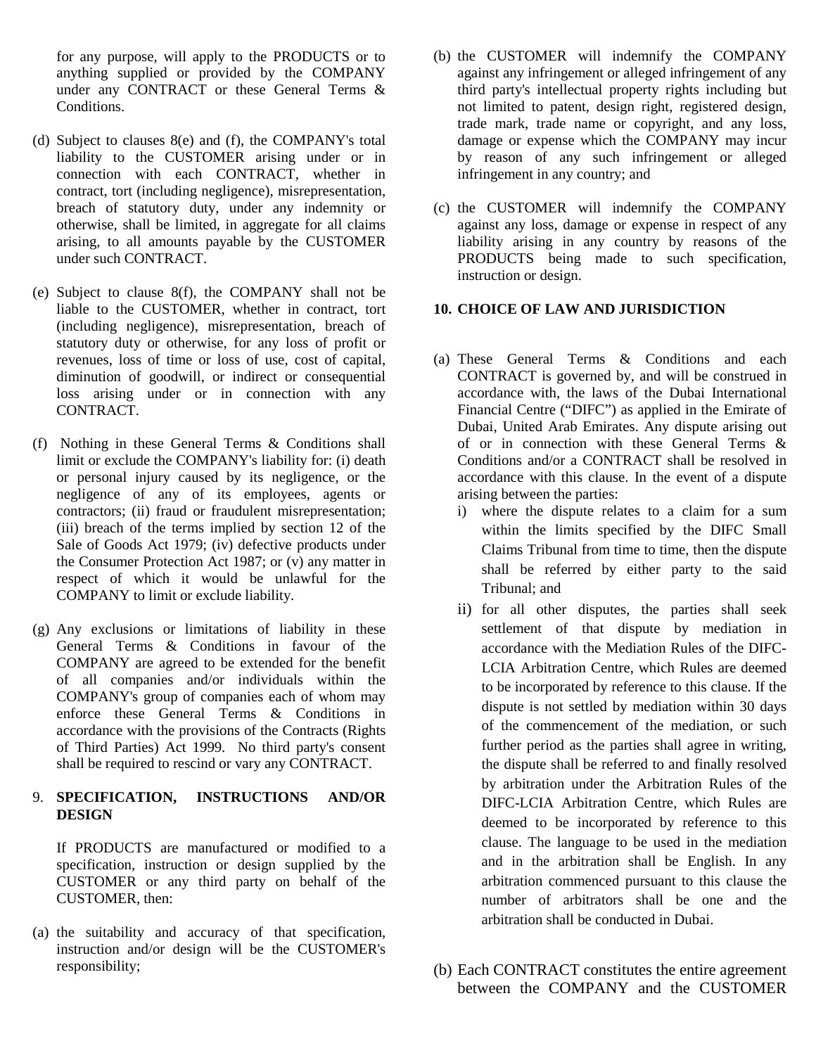for any purpose, will apply to the PRODUCTS or to anything supplied or provided by the COMPANY under any CONTRACT or these General Terms & Conditions.

(d) Subject to clauses 8(e) and (f), the COMPANY's total liability to the CUSTOMER arising under or in connection with each CONTRACT, whether in contract, tort (including negligence), misrepresentation, breach of statutory duty, under any indemnity or otherwise, shall be limited, in aggregate for all claims arising, to all amounts payable by the CUSTOMER under such CONTRACT.

(e) Subject to clause 8(f), the COMPANY shall not be liable to the CUSTOMER, whether in contract, tort (including negligence), misrepresentation, breach of statutory duty or otherwise, for any loss of profit or revenues, loss of time or loss of use, cost of capital, diminution of goodwill, or indirect or consequential loss arising under or in connection with any CONTRACT.

(f) Nothing in these General Terms & Conditions shall limit or exclude the COMPANY's liability for: (i) death or personal injury caused by its negligence, or the negligence of any of its employees, agents or contractors; (ii) fraud or fraudulent misrepresentation; (iii) breach of the terms implied by section 12 of the Sale of Goods Act 1979; (iv) defective products under the Consumer Protection Act 1987; or (v) any matter in respect of which it would be unlawful for the COMPANY to limit or exclude liability.

(g) Any exclusions or limitations of liability in these General Terms & Conditions in favour of the COMPANY are agreed to be extended for the benefit of all companies and/or individuals within the COMPANY's group of companies each of whom may enforce these General Terms & Conditions in accordance with the provisions of the Contracts (Rights of Third Parties) Act 1999. No third party's consent shall be required to rescind or vary any CONTRACT.

## 9. SPECIFICATION, INSTRUCTIONS AND/OR DESIGN

If PRODUCTS are manufactured or modified to a specification, instruction or design supplied by the CUSTOMER or any third party on behalf of the CUSTOMER, then:

(a) the suitability and accuracy of that specification, instruction and/or design will be the CUSTOMER's responsibility;

(b) the CUSTOMER will indemnify the COMPANY against any infringement or alleged infringement of any third party's intellectual property rights including but not limited to patent, design right, registered design, trade mark, trade name or copyright, and any loss, damage or expense which the COMPANY may incur by reason of any such infringement or alleged infringement in any country; and

(c) the CUSTOMER will indemnify the COMPANY against any loss, damage or expense in respect of any liability arising in any country by reasons of the PRODUCTS being made to such specification, instruction or design.

## 10. CHOICE OF LAW AND JURISDICTION

(a) These General Terms & Conditions and each CONTRACT is governed by, and will be construed in accordance with, the laws of the Dubai International Financial Centre ("DIFC") as applied in the Emirate of Dubai, United Arab Emirates. Any dispute arising out of or in connection with these General Terms & Conditions and/or a CONTRACT shall be resolved in accordance with this clause. In the event of a dispute arising between the parties:

   i) where the dispute relates to a claim for a sum within the limits specified by the DIFC Small Claims Tribunal from time to time, then the dispute shall be referred by either party to the said Tribunal; and

   ii) for all other disputes, the parties shall seek settlement of that dispute by mediation in accordance with the Mediation Rules of the DIFC-LCIA Arbitration Centre, which Rules are deemed to be incorporated by reference to this clause. If the dispute is not settled by mediation within 30 days of the commencement of the mediation, or such further period as the parties shall agree in writing, the dispute shall be referred to and finally resolved by arbitration under the Arbitration Rules of the DIFC-LCIA Arbitration Centre, which Rules are deemed to be incorporated by reference to this clause. The language to be used in the mediation and in the arbitration shall be English. In any arbitration commenced pursuant to this clause the number of arbitrators shall be one and the arbitration shall be conducted in Dubai.

(b) Each CONTRACT constitutes the entire agreement between the COMPANY and the CUSTOMER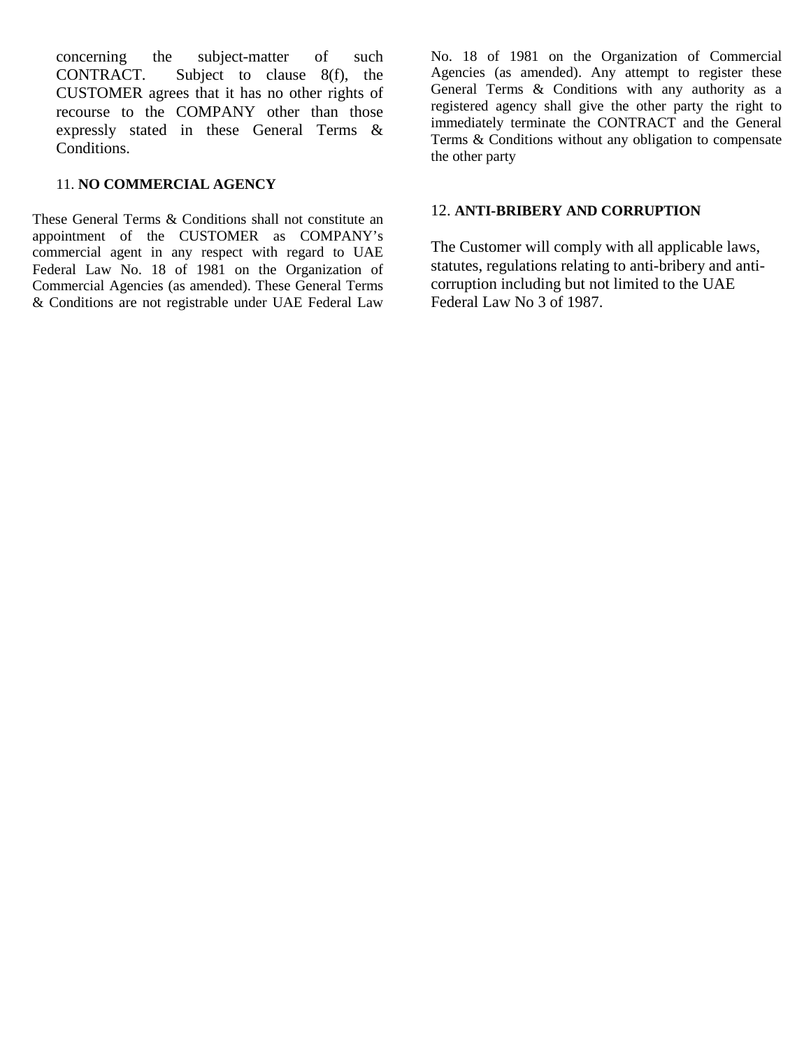concerning the subject-matter of such CONTRACT. Subject to clause 8(f), the CUSTOMER agrees that it has no other rights of recourse to the COMPANY other than those expressly stated in these General Terms & Conditions.

11. **NO COMMERCIAL AGENCY**

These General Terms & Conditions shall not constitute an appointment of the CUSTOMER as COMPANY's commercial agent in any respect with regard to UAE Federal Law No. 18 of 1981 on the Organization of Commercial Agencies (as amended). These General Terms & Conditions are not registrable under UAE Federal Law No. 18 of 1981 on the Organization of Commercial Agencies (as amended). Any attempt to register these General Terms & Conditions with any authority as a registered agency shall give the other party the right to immediately terminate the CONTRACT and the General Terms & Conditions without any obligation to compensate the other party

12. **ANTI-BRIBERY AND CORRUPTION**

The Customer will comply with all applicable laws, statutes, regulations relating to anti-bribery and anti-corruption including but not limited to the UAE Federal Law No 3 of 1987.